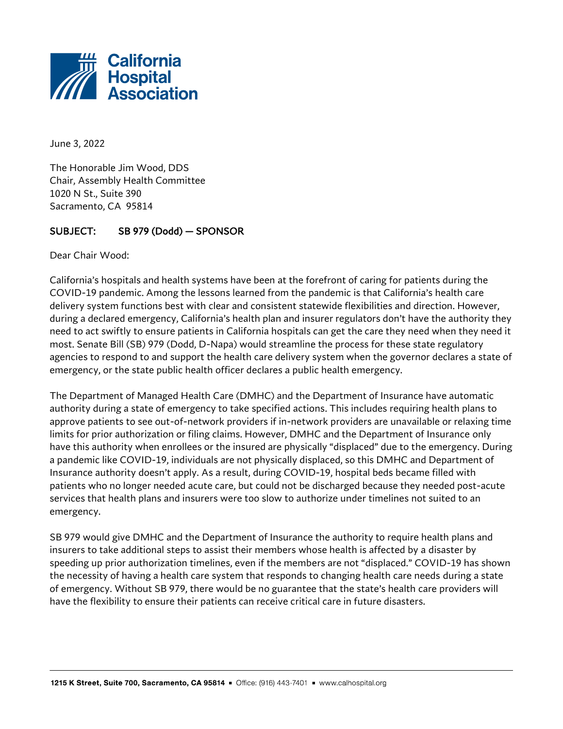California Hospital Association

June 3, 2022

The Honorable Jim Wood, DDS
Chair, Assembly Health Committee
1020 N St., Suite 390
Sacramento, CA 95814

SUBJECT: SB 979 (Dodd) — SPONSOR

Dear Chair Wood:

California's hospitals and health systems have been at the forefront of caring for patients during the COVID-19 pandemic. Among the lessons learned from the pandemic is that California's health care delivery system functions best with clear and consistent statewide flexibilities and direction. However, during a declared emergency, California's health plan and insurer regulators don't have the authority they need to act swiftly to ensure patients in California hospitals can get the care they need when they need it most. Senate Bill (SB) 979 (Dodd, D-Napa) would streamline the process for these state regulatory agencies to respond to and support the health care delivery system when the governor declares a state of emergency, or the state public health officer declares a public health emergency.

The Department of Managed Health Care (DMHC) and the Department of Insurance have automatic authority during a state of emergency to take specified actions. This includes requiring health plans to approve patients to see out-of-network providers if in-network providers are unavailable or relaxing time limits for prior authorization or filing claims. However, DMHC and the Department of Insurance only have this authority when enrollees or the insured are physically "displaced" due to the emergency. During a pandemic like COVID-19, individuals are not physically displaced, so this DMHC and Department of Insurance authority doesn't apply. As a result, during COVID-19, hospital beds became filled with patients who no longer needed acute care, but could not be discharged because they needed post-acute services that health plans and insurers were too slow to authorize under timelines not suited to an emergency.

SB 979 would give DMHC and the Department of Insurance the authority to require health plans and insurers to take additional steps to assist their members whose health is affected by a disaster by speeding up prior authorization timelines, even if the members are not "displaced." COVID-19 has shown the necessity of having a health care system that responds to changing health care needs during a state of emergency. Without SB 979, there would be no guarantee that the state's health care providers will have the flexibility to ensure their patients can receive critical care in future disasters.

**1215 K Street, Suite 700, Sacramento, CA 95814** ▪ Office: (916) 443-7401 ▪ www.calhospital.org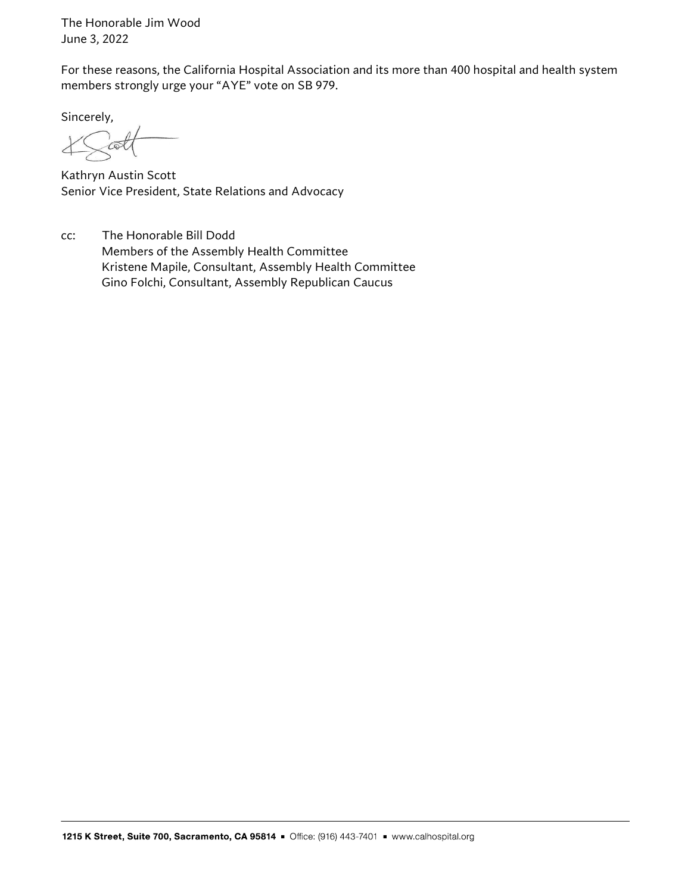The Honorable Jim Wood
June 3, 2022

For these reasons, the California Hospital Association and its more than 400 hospital and health system members strongly urge your "AYE" vote on SB 979.

Sincerely,

Kathryn Austin Scott
Senior Vice President, State Relations and Advocacy

cc: The Honorable Bill Dodd
Members of the Assembly Health Committee
Kristene Mapile, Consultant, Assembly Health Committee
Gino Folchi, Consultant, Assembly Republican Caucus

1215 K Street, Suite 700, Sacramento, CA 95814 ▪ Office: (916) 443-7401 ▪ www.calhospital.org